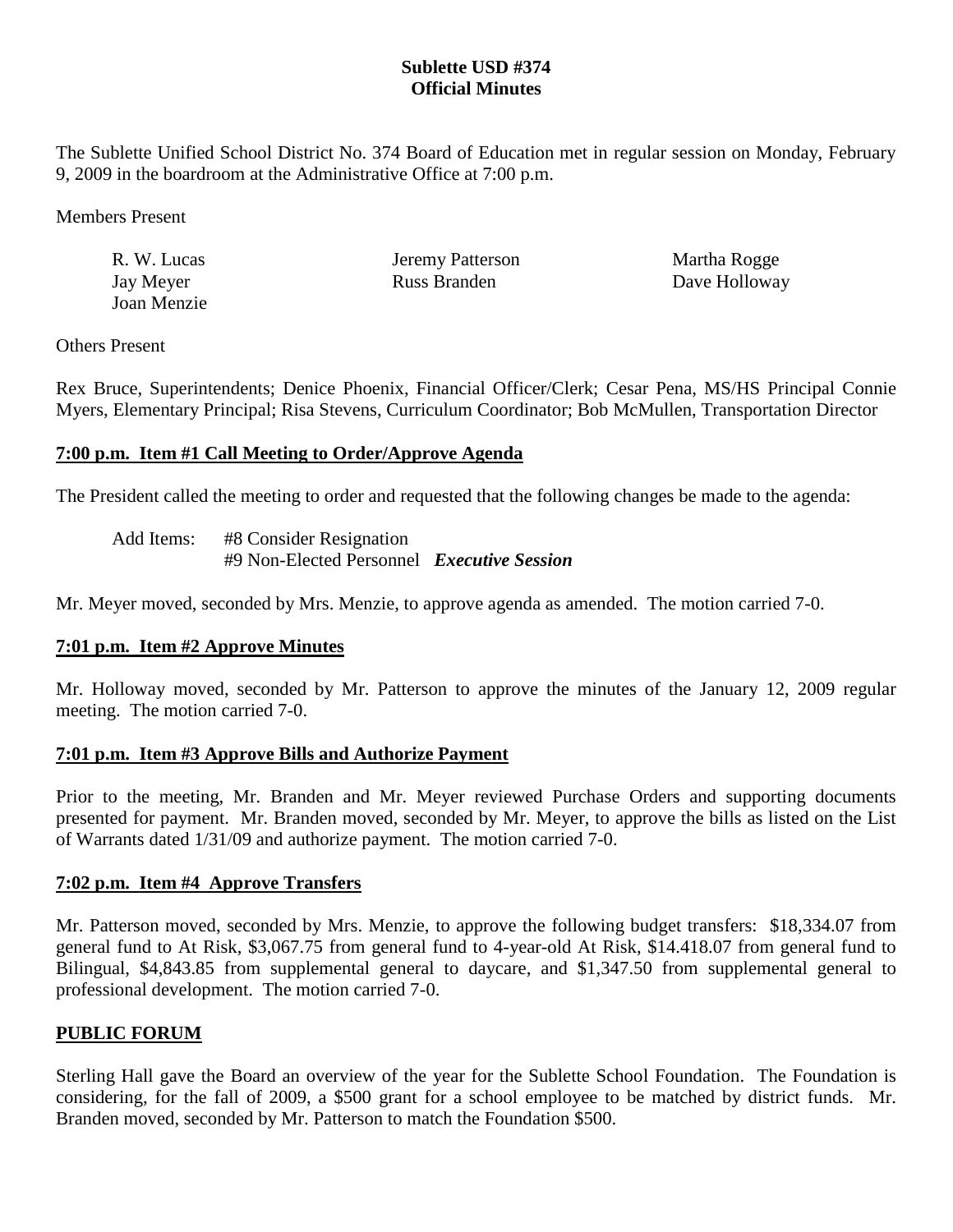# Sublette USD #374
# Official Minutes

The Sublette Unified School District No. 374 Board of Education met in regular session on Monday, February 9, 2009 in the boardroom at the Administrative Office at 7:00 p.m.

Members Present

| | | |
|---|---|---|
| R. W. Lucas | Jeremy Patterson | Martha Rogge |
| Jay Meyer | Russ Branden | Dave Holloway |
| Joan Menzie | | |

Others Present

Rex Bruce, Superintendents; Denice Phoenix, Financial Officer/Clerk; Cesar Pena, MS/HS Principal Connie Myers, Elementary Principal; Risa Stevens, Curriculum Coordinator; Bob McMullen, Transportation Director

## 7:00 p.m. Item #1 Call Meeting to Order/Approve Agenda

The President called the meeting to order and requested that the following changes be made to the agenda:

Add Items: #8 Consider Resignation
#9 Non-Elected Personnel ***Executive Session***

Mr. Meyer moved, seconded by Mrs. Menzie, to approve agenda as amended. The motion carried 7-0.

## 7:01 p.m. Item #2 Approve Minutes

Mr. Holloway moved, seconded by Mr. Patterson to approve the minutes of the January 12, 2009 regular meeting. The motion carried 7-0.

## 7:01 p.m. Item #3 Approve Bills and Authorize Payment

Prior to the meeting, Mr. Branden and Mr. Meyer reviewed Purchase Orders and supporting documents presented for payment. Mr. Branden moved, seconded by Mr. Meyer, to approve the bills as listed on the List of Warrants dated 1/31/09 and authorize payment. The motion carried 7-0.

## 7:02 p.m. Item #4 Approve Transfers

Mr. Patterson moved, seconded by Mrs. Menzie, to approve the following budget transfers: $18,334.07 from general fund to At Risk, $3,067.75 from general fund to 4-year-old At Risk, $14.418.07 from general fund to Bilingual, $4,843.85 from supplemental general to daycare, and $1,347.50 from supplemental general to professional development. The motion carried 7-0.

## PUBLIC FORUM

Sterling Hall gave the Board an overview of the year for the Sublette School Foundation. The Foundation is considering, for the fall of 2009, a $500 grant for a school employee to be matched by district funds. Mr. Branden moved, seconded by Mr. Patterson to match the Foundation $500.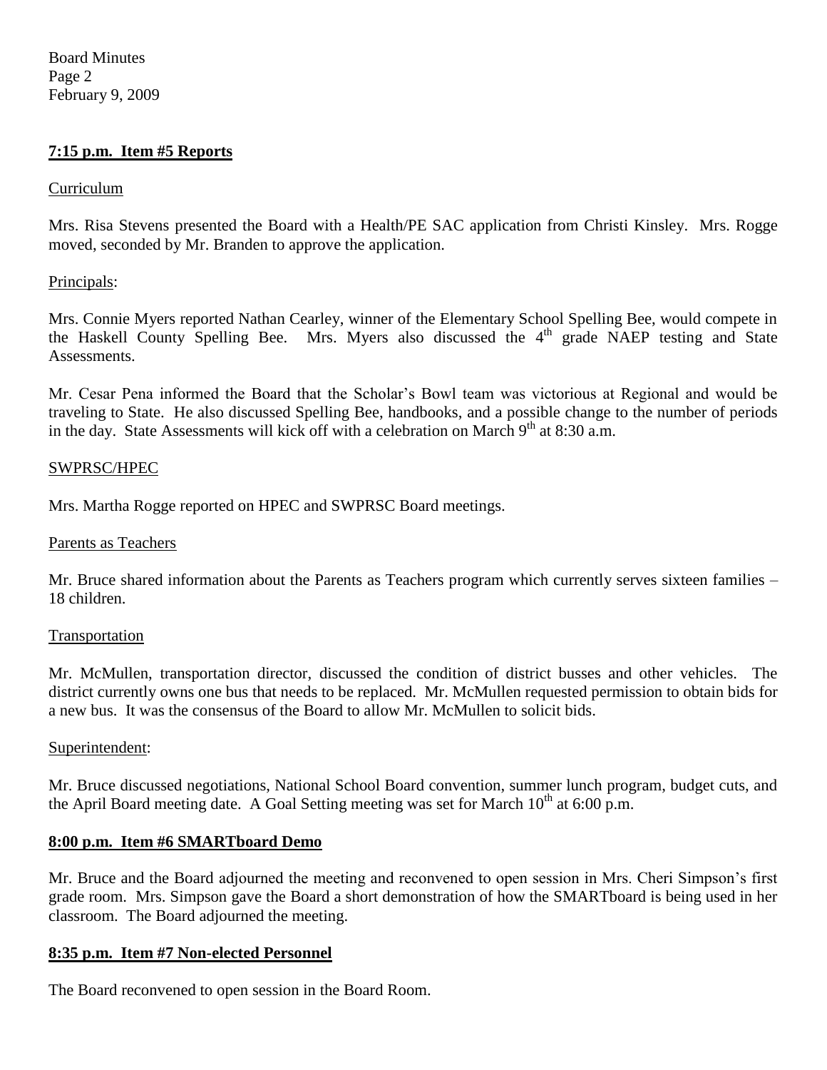**7:15 p.m. Item #5 Reports**

Curriculum

Mrs. Risa Stevens presented the Board with a Health/PE SAC application from Christi Kinsley. Mrs. Rogge moved, seconded by Mr. Branden to approve the application.

Principals:

Mrs. Connie Myers reported Nathan Cearley, winner of the Elementary School Spelling Bee, would compete in the Haskell County Spelling Bee. Mrs. Myers also discussed the 4th grade NAEP testing and State Assessments.

Mr. Cesar Pena informed the Board that the Scholar's Bowl team was victorious at Regional and would be traveling to State. He also discussed Spelling Bee, handbooks, and a possible change to the number of periods in the day. State Assessments will kick off with a celebration on March 9th at 8:30 a.m.

SWPRSC/HPEC

Mrs. Martha Rogge reported on HPEC and SWPRSC Board meetings.

Parents as Teachers

Mr. Bruce shared information about the Parents as Teachers program which currently serves sixteen families – 18 children.

Transportation

Mr. McMullen, transportation director, discussed the condition of district busses and other vehicles. The district currently owns one bus that needs to be replaced. Mr. McMullen requested permission to obtain bids for a new bus. It was the consensus of the Board to allow Mr. McMullen to solicit bids.

Superintendent:

Mr. Bruce discussed negotiations, National School Board convention, summer lunch program, budget cuts, and the April Board meeting date. A Goal Setting meeting was set for March 10th at 6:00 p.m.

**8:00 p.m. Item #6 SMARTboard Demo**

Mr. Bruce and the Board adjourned the meeting and reconvened to open session in Mrs. Cheri Simpson's first grade room. Mrs. Simpson gave the Board a short demonstration of how the SMARTboard is being used in her classroom. The Board adjourned the meeting.

**8:35 p.m. Item #7 Non-elected Personnel**

The Board reconvened to open session in the Board Room.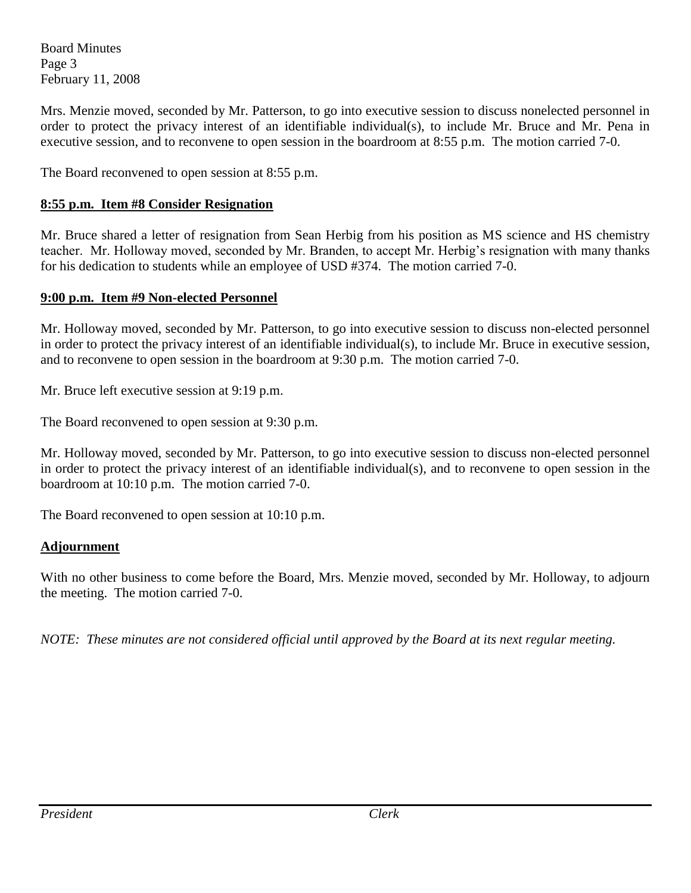Mrs. Menzie moved, seconded by Mr. Patterson, to go into executive session to discuss nonelected personnel in order to protect the privacy interest of an identifiable individual(s), to include Mr. Bruce and Mr. Pena in executive session, and to reconvene to open session in the boardroom at 8:55 p.m. The motion carried 7-0.

The Board reconvened to open session at 8:55 p.m.

**8:55 p.m. Item #8 Consider Resignation**

Mr. Bruce shared a letter of resignation from Sean Herbig from his position as MS science and HS chemistry teacher. Mr. Holloway moved, seconded by Mr. Branden, to accept Mr. Herbig's resignation with many thanks for his dedication to students while an employee of USD #374. The motion carried 7-0.

**9:00 p.m. Item #9 Non-elected Personnel**

Mr. Holloway moved, seconded by Mr. Patterson, to go into executive session to discuss non-elected personnel in order to protect the privacy interest of an identifiable individual(s), to include Mr. Bruce in executive session, and to reconvene to open session in the boardroom at 9:30 p.m. The motion carried 7-0.

Mr. Bruce left executive session at 9:19 p.m.

The Board reconvened to open session at 9:30 p.m.

Mr. Holloway moved, seconded by Mr. Patterson, to go into executive session to discuss non-elected personnel in order to protect the privacy interest of an identifiable individual(s), and to reconvene to open session in the boardroom at 10:10 p.m. The motion carried 7-0.

The Board reconvened to open session at 10:10 p.m.

**Adjournment**

With no other business to come before the Board, Mrs. Menzie moved, seconded by Mr. Holloway, to adjourn the meeting. The motion carried 7-0.

*NOTE: These minutes are not considered official until approved by the Board at its next regular meeting.*

*President* *Clerk*